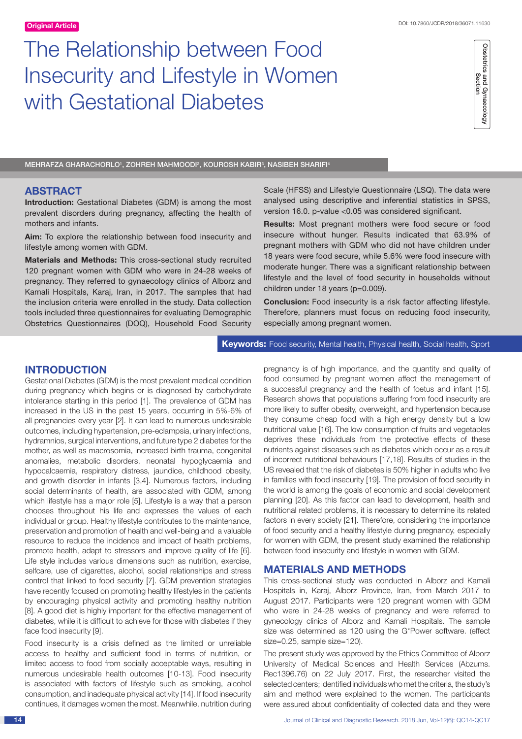Original Article

Obstetrics and Gynaecology Section

# The Relationship between Food Insecurity and Lifestyle in Women with Gestational Diabetes

MEHRAFZA GHARACHORLO[1], ZOHREH MAHMOODI[2], KOUROSH KABIR[3], NASIBEH SHARIFI[4]

## ABSTRACT

**Introduction:** Gestational Diabetes (GDM) is among the most prevalent disorders during pregnancy, affecting the health of mothers and infants.

**Aim:** To explore the relationship between food insecurity and lifestyle among women with GDM.

**Materials and Methods:** This cross-sectional study recruited 120 pregnant women with GDM who were in 24-28 weeks of pregnancy. They referred to gynaecology clinics of Alborz and Kamali Hospitals, Karaj, Iran, in 2017. The samples that had the inclusion criteria were enrolled in the study. Data collection tools included three questionnaires for evaluating Demographic Obstetrics Questionnaires (DOQ), Household Food Security Scale (HFSS) and Lifestyle Questionnaire (LSQ). The data were analysed using descriptive and inferential statistics in SPSS, version 16.0. p-value <0.05 was considered significant.

**Results:** Most pregnant mothers were food secure or food insecure without hunger. Results indicated that 63.9% of pregnant mothers with GDM who did not have children under 18 years were food secure, while 5.6% were food insecure with moderate hunger. There was a significant relationship between lifestyle and the level of food security in households without children under 18 years (p=0.009).

**Conclusion:** Food insecurity is a risk factor affecting lifestyle. Therefore, planners must focus on reducing food insecurity, especially among pregnant women.

**Keywords:** Food security, Mental health, Physical health, Social health, Sport

## INTRODUCTION

Gestational Diabetes (GDM) is the most prevalent medical condition during pregnancy which begins or is diagnosed by carbohydrate intolerance starting in this period [1]. The prevalence of GDM has increased in the US in the past 15 years, occurring in 5%-6% of all pregnancies every year [2]. It can lead to numerous undesirable outcomes, including hypertension, pre-eclampsia, urinary infections, hydramnios, surgical interventions, and future type 2 diabetes for the mother, as well as macrosomia, increased birth trauma, congenital anomalies, metabolic disorders, neonatal hypoglycaemia and hypocalcaemia, respiratory distress, jaundice, childhood obesity, and growth disorder in infants [3,4]. Numerous factors, including social determinants of health, are associated with GDM, among which lifestyle has a major role [5]. Lifestyle is a way that a person chooses throughout his life and expresses the values of each individual or group. Healthy lifestyle contributes to the maintenance, preservation and promotion of health and well-being and a valuable resource to reduce the incidence and impact of health problems, promote health, adapt to stressors and improve quality of life [6]. Life style includes various dimensions such as nutrition, exercise, selfcare, use of cigarettes, alcohol, social relationships and stress control that linked to food security [7]. GDM prevention strategies have recently focused on promoting healthy lifestyles in the patients by encouraging physical activity and promoting healthy nutrition [8]. A good diet is highly important for the effective management of diabetes, while it is difficult to achieve for those with diabetes if they face food insecurity [9].

Food insecurity is a crisis defined as the limited or unreliable access to healthy and sufficient food in terms of nutrition, or limited access to food from socially acceptable ways, resulting in numerous undesirable health outcomes [10-13]. Food insecurity is associated with factors of lifestyle such as smoking, alcohol consumption, and inadequate physical activity [14]. If food insecurity continues, it damages women the most. Meanwhile, nutrition during pregnancy is of high importance, and the quantity and quality of food consumed by pregnant women affect the management of a successful pregnancy and the health of foetus and infant [15]. Research shows that populations suffering from food insecurity are more likely to suffer obesity, overweight, and hypertension because they consume cheap food with a high energy density but a low nutritional value [16]. The low consumption of fruits and vegetables deprives these individuals from the protective effects of these nutrients against diseases such as diabetes which occur as a result of incorrect nutritional behaviours [17,18]. Results of studies in the US revealed that the risk of diabetes is 50% higher in adults who live in families with food insecurity [19]. The provision of food security in the world is among the goals of economic and social development planning [20]. As this factor can lead to development, health and nutritional related problems, it is necessary to determine its related factors in every society [21]. Therefore, considering the importance of food security and a healthy lifestyle during pregnancy, especially for women with GDM, the present study examined the relationship between food insecurity and lifestyle in women with GDM.

## MATERIALS AND METHODS

This cross-sectional study was conducted in Alborz and Kamali Hospitals in, Karaj, Alborz Province, Iran, from March 2017 to August 2017. Participants were 120 pregnant women with GDM who were in 24-28 weeks of pregnancy and were referred to gynecology clinics of Alborz and Kamali Hospitals. The sample size was determined as 120 using the G*Power software. (effect size=0.25, sample size=120).

The present study was approved by the Ethics Committee of Alborz University of Medical Sciences and Health Services (Abzums. Rec1396.76) on 22 July 2017. First, the researcher visited the selected centers; identified individuals who met the criteria, the study's aim and method were explained to the women. The participants were assured about confidentiality of collected data and they were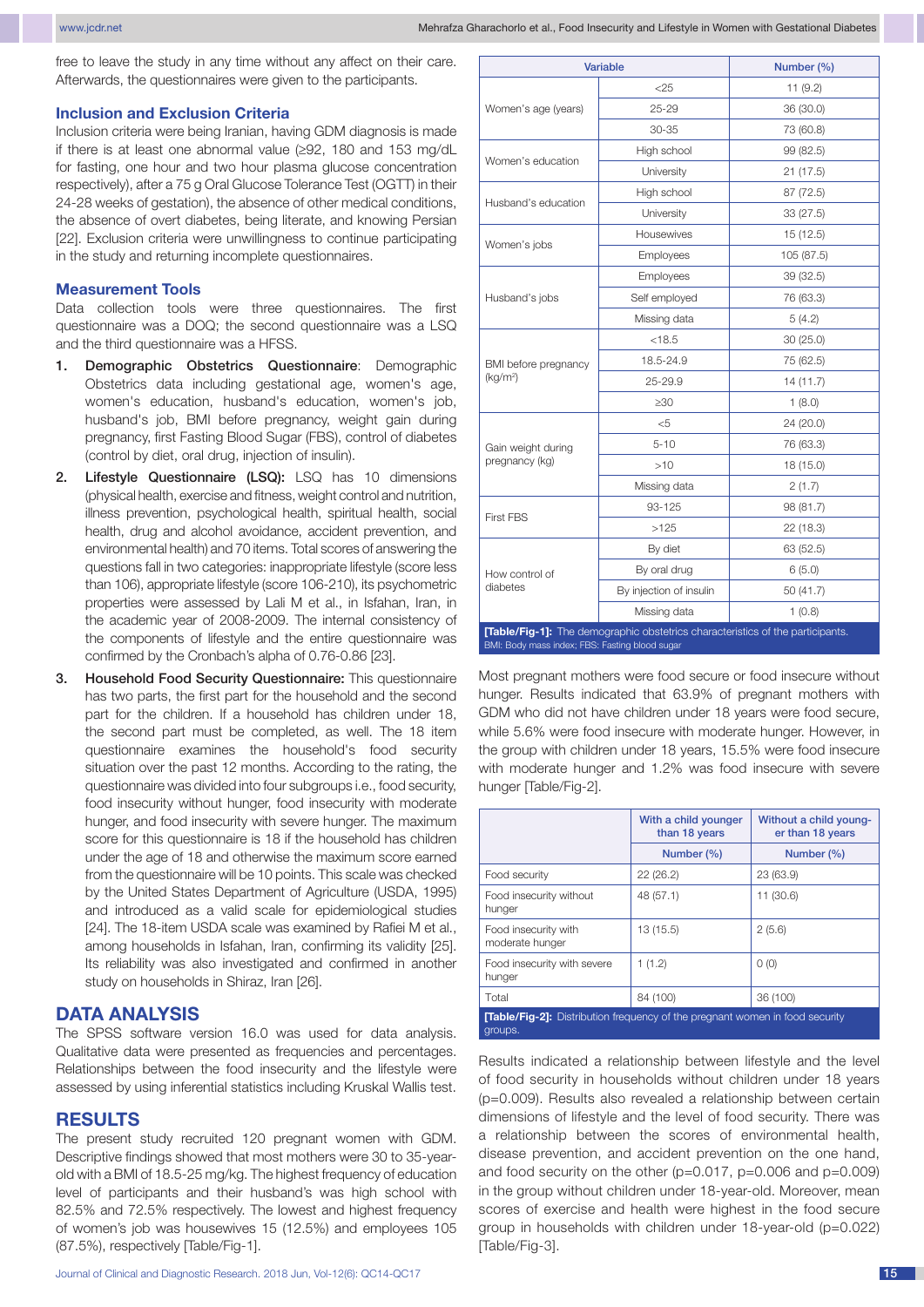free to leave the study in any time without any affect on their care. Afterwards, the questionnaires were given to the participants.

### Inclusion and Exclusion Criteria

Inclusion criteria were being Iranian, having GDM diagnosis is made if there is at least one abnormal value (≥92, 180 and 153 mg/dL for fasting, one hour and two hour plasma glucose concentration respectively), after a 75 g Oral Glucose Tolerance Test (OGTT) in their 24-28 weeks of gestation), the absence of other medical conditions, the absence of overt diabetes, being literate, and knowing Persian [22]. Exclusion criteria were unwillingness to continue participating in the study and returning incomplete questionnaires.

### Measurement Tools

Data collection tools were three questionnaires. The first questionnaire was a DOQ; the second questionnaire was a LSQ and the third questionnaire was a HFSS.

1. **Demographic Obstetrics Questionnaire**: Demographic Obstetrics data including gestational age, women's age, women's education, husband's education, women's job, husband's job, BMI before pregnancy, weight gain during pregnancy, first Fasting Blood Sugar (FBS), control of diabetes (control by diet, oral drug, injection of insulin).
2. **Lifestyle Questionnaire (LSQ):** LSQ has 10 dimensions (physical health, exercise and fitness, weight control and nutrition, illness prevention, psychological health, spiritual health, social health, drug and alcohol avoidance, accident prevention, and environmental health) and 70 items. Total scores of answering the questions fall in two categories: inappropriate lifestyle (score less than 106), appropriate lifestyle (score 106-210), its psychometric properties were assessed by Lali M et al., in Isfahan, Iran, in the academic year of 2008-2009. The internal consistency of the components of lifestyle and the entire questionnaire was confirmed by the Cronbach's alpha of 0.76-0.86 [23].
3. **Household Food Security Questionnaire:** This questionnaire has two parts, the first part for the household and the second part for the children. If a household has children under 18, the second part must be completed, as well. The 18 item questionnaire examines the household's food security situation over the past 12 months. According to the rating, the questionnaire was divided into four subgroups i.e., food security, food insecurity without hunger, food insecurity with moderate hunger, and food insecurity with severe hunger. The maximum score for this questionnaire is 18 if the household has children under the age of 18 and otherwise the maximum score earned from the questionnaire will be 10 points. This scale was checked by the United States Department of Agriculture (USDA, 1995) and introduced as a valid scale for epidemiological studies [24]. The 18-item USDA scale was examined by Rafiei M et al., among households in Isfahan, Iran, confirming its validity [25]. Its reliability was also investigated and confirmed in another study on households in Shiraz, Iran [26].

## DATA ANALYSIS

The SPSS software version 16.0 was used for data analysis. Qualitative data were presented as frequencies and percentages. Relationships between the food insecurity and the lifestyle were assessed by using inferential statistics including Kruskal Wallis test.

## RESULTS

The present study recruited 120 pregnant women with GDM. Descriptive findings showed that most mothers were 30 to 35-year-old with a BMI of 18.5-25 mg/kg. The highest frequency of education level of participants and their husband's was high school with 82.5% and 72.5% respectively. The lowest and highest frequency of women's job was housewives 15 (12.5%) and employees 105 (87.5%), respectively [Table/Fig-1].

| Variable | | Number (%) |
|---|---|---|
| Women's age (years) | <25 | 11 (9.2) |
| | 25-29 | 36 (30.0) |
| | 30-35 | 73 (60.8) |
| Women's education | High school | 99 (82.5) |
| | University | 21 (17.5) |
| Husband's education | High school | 87 (72.5) |
| | University | 33 (27.5) |
| Women's jobs | Housewives | 15 (12.5) |
| | Employees | 105 (87.5) |
| Husband's jobs | Employees | 39 (32.5) |
| | Self employed | 76 (63.3) |
| | Missing data | 5 (4.2) |
| BMI before pregnancy (kg/m²) | <18.5 | 30 (25.0) |
| | 18.5-24.9 | 75 (62.5) |
| | 25-29.9 | 14 (11.7) |
| | ≥30 | 1 (8.0) |
| Gain weight during pregnancy (kg) | <5 | 24 (20.0) |
| | 5-10 | 76 (63.3) |
| | >10 | 18 (15.0) |
| | Missing data | 2 (1.7) |
| First FBS | 93-125 | 98 (81.7) |
| | >125 | 22 (18.3) |
| How control of diabetes | By diet | 63 (52.5) |
| | By oral drug | 6 (5.0) |
| | By injection of insulin | 50 (41.7) |
| | Missing data | 1 (0.8) |

**[Table/Fig-1]:** The demographic obstetrics characteristics of the participants.
BMI: Body mass index; FBS: Fasting blood sugar

Most pregnant mothers were food secure or food insecure without hunger. Results indicated that 63.9% of pregnant mothers with GDM who did not have children under 18 years were food secure, while 5.6% were food insecure with moderate hunger. However, in the group with children under 18 years, 15.5% were food insecure with moderate hunger and 1.2% was food insecure with severe hunger [Table/Fig-2].

| | With a child younger than 18 years | Without a child younger than 18 years |
|---|---|---|
| | Number (%) | Number (%) |
| Food security | 22 (26.2) | 23 (63.9) |
| Food insecurity without hunger | 48 (57.1) | 11 (30.6) |
| Food insecurity with moderate hunger | 13 (15.5) | 2 (5.6) |
| Food insecurity with severe hunger | 1 (1.2) | 0 (0) |
| Total | 84 (100) | 36 (100) |

**[Table/Fig-2]:** Distribution frequency of the pregnant women in food security groups.

Results indicated a relationship between lifestyle and the level of food security in households without children under 18 years ($p=0.009$). Results also revealed a relationship between certain dimensions of lifestyle and the level of food security. There was a relationship between the scores of environmental health, disease prevention, and accident prevention on the one hand, and food security on the other ($p=0.017$, $p=0.006$ and $p=0.009$) in the group without children under 18-year-old. Moreover, mean scores of exercise and health were highest in the food secure group in households with children under 18-year-old ($p=0.022$) [Table/Fig-3].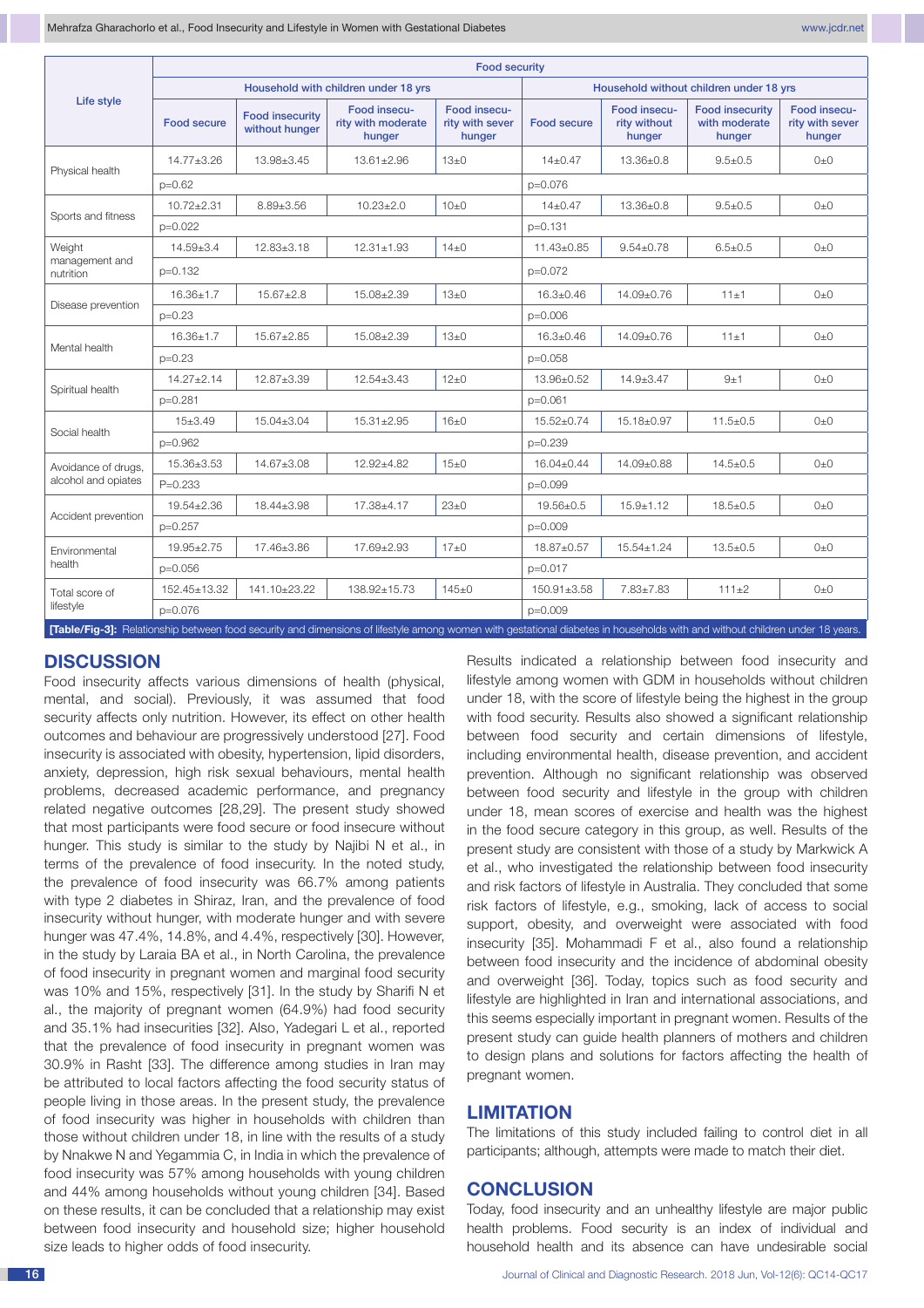| Life style | Food security | | | | | | | |
|---|---|---|---|---|---|---|---|---|
| | Household with children under 18 yrs | | | | Household without children under 18 yrs | | | |
| | Food secure | Food insecurity without hunger | Food insecurity with moderate hunger | Food insecurity with sever hunger | Food secure | Food insecurity without hunger | Food insecurity with moderate hunger | Food insecurity with sever hunger |
| Physical health | 14.77±3.26 | 13.98±3.45 | 13.61±2.96 | 13±0 | 14±0.47 | 13.36±0.8 | 9.5±0.5 | 0±0 |
| | p=0.62 | | | | p=0.076 | | | |
| Sports and fitness | 10.72±2.31 | 8.89±3.56 | 10.23±2.0 | 10±0 | 14±0.47 | 13.36±0.8 | 9.5±0.5 | 0±0 |
| | p=0.022 | | | | p=0.131 | | | |
| Weight management and nutrition | 14.59±3.4 | 12.83±3.18 | 12.31±1.93 | 14±0 | 11.43±0.85 | 9.54±0.78 | 6.5±0.5 | 0±0 |
| | p=0.132 | | | | p=0.072 | | | |
| Disease prevention | 16.36±1.7 | 15.67±2.8 | 15.08±2.39 | 13±0 | 16.3±0.46 | 14.09±0.76 | 11±1 | 0±0 |
| | p=0.23 | | | | p=0.006 | | | |
| Mental health | 16.36±1.7 | 15.67±2.85 | 15.08±2.39 | 13±0 | 16.3±0.46 | 14.09±0.76 | 11±1 | 0±0 |
| | p=0.23 | | | | p=0.058 | | | |
| Spiritual health | 14.27±2.14 | 12.87±3.39 | 12.54±3.43 | 12±0 | 13.96±0.52 | 14.9±3.47 | 9±1 | 0±0 |
| | p=0.281 | | | | p=0.061 | | | |
| Social health | 15±3.49 | 15.04±3.04 | 15.31±2.95 | 16±0 | 15.52±0.74 | 15.18±0.97 | 11.5±0.5 | 0±0 |
| | p=0.962 | | | | p=0.239 | | | |
| Avoidance of drugs, alcohol and opiates | 15.36±3.53 | 14.67±3.08 | 12.92±4.82 | 15±0 | 16.04±0.44 | 14.09±0.88 | 14.5±0.5 | 0±0 |
| | P=0.233 | | | | p=0.099 | | | |
| Accident prevention | 19.54±2.36 | 18.44±3.98 | 17.38±4.17 | 23±0 | 19.56±0.5 | 15.9±1.12 | 18.5±0.5 | 0±0 |
| | p=0.257 | | | | p=0.009 | | | |
| Environmental health | 19.95±2.75 | 17.46±3.86 | 17.69±2.93 | 17±0 | 18.87±0.57 | 15.54±1.24 | 13.5±0.5 | 0±0 |
| | p=0.056 | | | | p=0.017 | | | |
| Total score of lifestyle | 152.45±13.32 | 141.10±23.22 | 138.92±15.73 | 145±0 | 150.91±3.58 | 7.83±7.83 | 111±2 | 0±0 |
| | p=0.076 | | | | p=0.009 | | | |

**[Table/Fig-3]:** Relationship between food security and dimensions of lifestyle among women with gestational diabetes in households with and without children under 18 years.

## DISCUSSION

Food insecurity affects various dimensions of health (physical, mental, and social). Previously, it was assumed that food security affects only nutrition. However, its effect on other health outcomes and behaviour are progressively understood [27]. Food insecurity is associated with obesity, hypertension, lipid disorders, anxiety, depression, high risk sexual behaviours, mental health problems, decreased academic performance, and pregnancy related negative outcomes [28,29]. The present study showed that most participants were food secure or food insecure without hunger. This study is similar to the study by Najibi N et al., in terms of the prevalence of food insecurity. In the noted study, the prevalence of food insecurity was 66.7% among patients with type 2 diabetes in Shiraz, Iran, and the prevalence of food insecurity without hunger, with moderate hunger and with severe hunger was 47.4%, 14.8%, and 4.4%, respectively [30]. However, in the study by Laraia BA et al., in North Carolina, the prevalence of food insecurity in pregnant women and marginal food security was 10% and 15%, respectively [31]. In the study by Sharifi N et al., the majority of pregnant women (64.9%) had food security and 35.1% had insecurities [32]. Also, Yadegari L et al., reported that the prevalence of food insecurity in pregnant women was 30.9% in Rasht [33]. The difference among studies in Iran may be attributed to local factors affecting the food security status of people living in those areas. In the present study, the prevalence of food insecurity was higher in households with children than those without children under 18, in line with the results of a study by Nnakwe N and Yegammia C, in India in which the prevalence of food insecurity was 57% among households with young children and 44% among households without young children [34]. Based on these results, it can be concluded that a relationship may exist between food insecurity and household size; higher household size leads to higher odds of food insecurity.

Results indicated a relationship between food insecurity and lifestyle among women with GDM in households without children under 18, with the score of lifestyle being the highest in the group with food security. Results also showed a significant relationship between food security and certain dimensions of lifestyle, including environmental health, disease prevention, and accident prevention. Although no significant relationship was observed between food security and lifestyle in the group with children under 18, mean scores of exercise and health was the highest in the food secure category in this group, as well. Results of the present study are consistent with those of a study by Markwick A et al., who investigated the relationship between food insecurity and risk factors of lifestyle in Australia. They concluded that some risk factors of lifestyle, e.g., smoking, lack of access to social support, obesity, and overweight were associated with food insecurity [35]. Mohammadi F et al., also found a relationship between food insecurity and the incidence of abdominal obesity and overweight [36]. Today, topics such as food security and lifestyle are highlighted in Iran and international associations, and this seems especially important in pregnant women. Results of the present study can guide health planners of mothers and children to design plans and solutions for factors affecting the health of pregnant women.

## LIMITATION

The limitations of this study included failing to control diet in all participants; although, attempts were made to match their diet.

## CONCLUSION

Today, food insecurity and an unhealthy lifestyle are major public health problems. Food security is an index of individual and household health and its absence can have undesirable social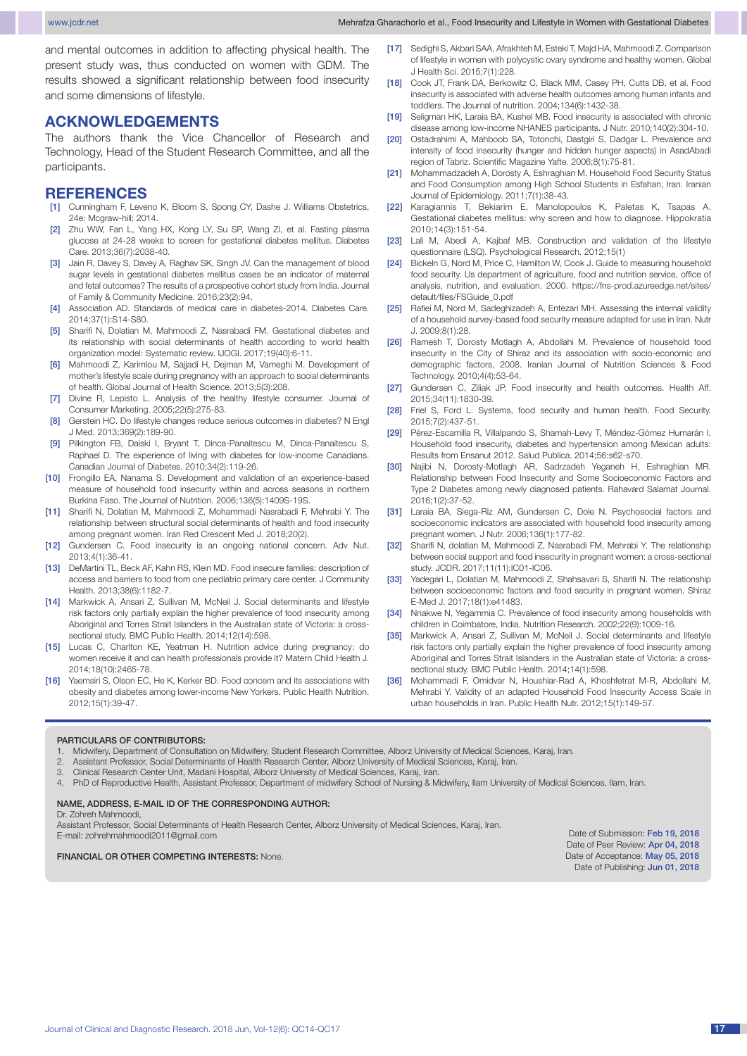and mental outcomes in addition to affecting physical health. The present study was, thus conducted on women with GDM. The results showed a significant relationship between food insecurity and some dimensions of lifestyle.

## ACKNOWLEDGEMENTS

The authors thank the Vice Chancellor of Research and Technology, Head of the Student Research Committee, and all the participants.

## REFERENCES

[1] Cunningham F, Leveno K, Bloom S, Spong CY, Dashe J. Williams Obstetrics, 24e: Mcgraw-hill; 2014.

[2] Zhu WW, Fan L, Yang HX, Kong LY, Su SP, Wang ZI, et al. Fasting plasma glucose at 24-28 weeks to screen for gestational diabetes mellitus. Diabetes Care. 2013;36(7):2038-40.

[3] Jain R, Davey S, Davey A, Raghav SK, Singh JV. Can the management of blood sugar levels in gestational diabetes mellitus cases be an indicator of maternal and fetal outcomes? The results of a prospective cohort study from India. Journal of Family & Community Medicine. 2016;23(2):94.

[4] Association AD. Standards of medical care in diabetes-2014. Diabetes Care. 2014;37(1):S14-S80.

[5] Sharifi N, Dolatian M, Mahmoodi Z, Nasrabadi FM. Gestational diabetes and its relationship with social determinants of health according to world health organization model: Systematic review. IJOGI. 2017;19(40):6-11.

[6] Mahmoodi Z, Karimlou M, Sajjadi H, Dejman M, Vameghi M. Development of mother's lifestyle scale during pregnancy with an approach to social determinants of health. Global Journal of Health Science. 2013;5(3):208.

[7] Divine R, Lepisto L. Analysis of the healthy lifestyle consumer. Journal of Consumer Marketing. 2005;22(5):275-83.

[8] Gerstein HC. Do lifestyle changes reduce serious outcomes in diabetes? N Engl J Med. 2013;369(2):189-90.

[9] Pilkington FB, Daiski I, Bryant T, Dinca-Panaitescu M, Dinca-Panaitescu S, Raphael D. The experience of living with diabetes for low-income Canadians. Canadian Journal of Diabetes. 2010;34(2):119-26.

[10] Frongillo EA, Nanama S. Development and validation of an experience-based measure of household food insecurity within and across seasons in northern Burkina Faso. The Journal of Nutrition. 2006;136(5):1409S-19S.

[11] Sharifi N, Dolatian M, Mahmoodi Z, Mohammadi Nasrabadi F, Mehrabi Y. The relationship between structural social determinants of health and food insecurity among pregnant women. Iran Red Crescent Med J. 2018;20(2).

[12] Gundersen C. Food insecurity is an ongoing national concern. Adv Nut. 2013;4(1):36-41.

[13] DeMartini TL, Beck AF, Kahn RS, Klein MD. Food insecure families: description of access and barriers to food from one pediatric primary care center. J Community Health. 2013;38(6):1182-7.

[14] Markwick A, Ansari Z, Sullivan M, McNeil J. Social determinants and lifestyle risk factors only partially explain the higher prevalence of food insecurity among Aboriginal and Torres Strait Islanders in the Australian state of Victoria: a cross-sectional study. BMC Public Health. 2014;12(14):598.

[15] Lucas C, Charlton KE, Yeatman H. Nutrition advice during pregnancy: do women receive it and can health professionals provide it? Matern Child Health J. 2014;18(10):2465-78.

[16] Yaemsiri S, Olson EC, He K, Kerker BD. Food concern and its associations with obesity and diabetes among lower-income New Yorkers. Public Health Nutrition. 2012;15(1):39-47.

[17] Sedighi S, Akbari SAA, Afrakhteh M, Esteki T, Majd HA, Mahmoodi Z. Comparison of lifestyle in women with polycystic ovary syndrome and healthy women. Global J Health Sci. 2015;7(1):228.

[18] Cook JT, Frank DA, Berkowitz C, Black MM, Casey PH, Cutts DB, et al. Food insecurity is associated with adverse health outcomes among human infants and toddlers. The Journal of nutrition. 2004;134(6):1432-38.

[19] Seligman HK, Laraia BA, Kushel MB. Food insecurity is associated with chronic disease among low-income NHANES participants. J Nutr. 2010;140(2):304-10.

[20] Ostadrahimi A, Mahboob SA, Totonchi, Dastgiri S, Dadgar L. Prevalence and intensity of food insecurity (hunger and hidden hunger aspects) in AsadAbadi region of Tabriz. Scientific Magazine Yafte. 2006;8(1):75-81.

[21] Mohammadzadeh A, Dorosty A, Eshraghian M. Household Food Security Status and Food Consumption among High School Students in Esfahan, Iran. Iranian Journal of Epidemiology. 2011;7(1):38-43.

[22] Karagiannis T, Bekiarim E, Manolopoulos K, Paletas K, Tsapas A. Gestational diabetes mellitus: why screen and how to diagnose. Hippokratia 2010;14(3):151-54.

[23] Lali M, Abedi A, Kajbaf MB. Construction and validation of the lifestyle questionnaire (LSQ). Psychological Research. 2012;15(1)

[24] Bickeln G, Nord M, Price C, Hamilton W, Cook J. Guide to measuring household food security. Us department of agriculture, food and nutrition service, office of analysis, nutrition, and evaluation. 2000. https://fns-prod.azureedge.net/sites/default/files/FSGuide_0.pdf

[25] Rafiei M, Nord M, Sadeghizadeh A, Entezari MH. Assessing the internal validity of a household survey-based food security measure adapted for use in Iran. Nutr J. 2009;8(1):28.

[26] Ramesh T, Dorosty Motlagh A, Abdollahi M. Prevalence of household food insecurity in the City of Shiraz and its association with socio-economic and demographic factors, 2008. Iranian Journal of Nutrition Sciences & Food Technology. 2010;4(4):53-64.

[27] Gundersen C, Ziliak JP. Food insecurity and health outcomes. Health Aff. 2015;34(11):1830-39.

[28] Friel S, Ford L. Systems, food security and human health. Food Security. 2015;7(2):437-51.

[29] Pérez-Escamilla R, Villalpando S, Shamah-Levy T, Méndez-Gómez Humarán I. Household food insecurity, diabetes and hypertension among Mexican adults: Results from Ensanut 2012. Salud Publica. 2014;56:s62-s70.

[30] Najibi N, Dorosty-Motlagh AR, Sadrzadeh Yeganeh H, Eshraghian MR. Relationship between Food Insecurity and Some Socioeconomic Factors and Type 2 Diabetes among newly diagnosed patients. Rahavard Salamat Journal. 2016;1(2):37-52.

[31] Laraia BA, Siega-Riz AM, Gundersen C, Dole N. Psychosocial factors and socioeconomic indicators are associated with household food insecurity among pregnant women. J Nutr. 2006;136(1):177-82.

[32] Sharifi N, dolatian M, Mahmoodi Z, Nasrabadi FM, Mehrabi Y. The relationship between social support and food insecurity in pregnant women: a cross-sectional study. JCDR. 2017;11(11):IC01-IC06.

[33] Yadegari L, Dolatian M, Mahmoodi Z, Shahsavari S, Sharifi N. The relationship between socioeconomic factors and food security in pregnant women. Shiraz E-Med J. 2017;18(1):e41483.

[34] Nnakwe N, Yegammia C. Prevalence of food insecurity among households with children in Coimbatore, India. Nutrition Research. 2002;22(9):1009-16.

[35] Markwick A, Ansari Z, Sullivan M, McNeil J. Social determinants and lifestyle risk factors only partially explain the higher prevalence of food insecurity among Aboriginal and Torres Strait Islanders in the Australian state of Victoria: a cross-sectional study. BMC Public Health. 2014;14(1):598.

[36] Mohammadi F, Omidvar N, Houshiar-Rad A, Khoshfetrat M-R, Abdollahi M, Mehrabi Y. Validity of an adapted Household Food Insecurity Access Scale in urban households in Iran. Public Health Nutr. 2012;15(1):149-57.

**PARTICULARS OF CONTRIBUTORS:**

1. Midwifery, Department of Consultation on Midwifery, Student Research Committee, Alborz University of Medical Sciences, Karaj, Iran.
2. Assistant Professor, Social Determinants of Health Research Center, Alborz University of Medical Sciences, Karaj, Iran.
3. Clinical Research Center Unit, Madani Hospital, Alborz University of Medical Sciences, Karaj, Iran.
4. PhD of Reproductive Health, Assistant Professor, Department of midwifery School of Nursing & Midwifery, Ilam University of Medical Sciences, Ilam, Iran.

**NAME, ADDRESS, E-MAIL ID OF THE CORRESPONDING AUTHOR:**

Dr. Zohreh Mahmoodi,
Assistant Professor, Social Determinants of Health Research Center, Alborz University of Medical Sciences, Karaj, Iran.
E-mail: zohrehmahmoodi2011@gmail.com

**FINANCIAL OR OTHER COMPETING INTERESTS:** None.

Date of Submission: Feb 19, 2018
Date of Peer Review: Apr 04, 2018
Date of Acceptance: May 05, 2018
Date of Publishing: Jun 01, 2018